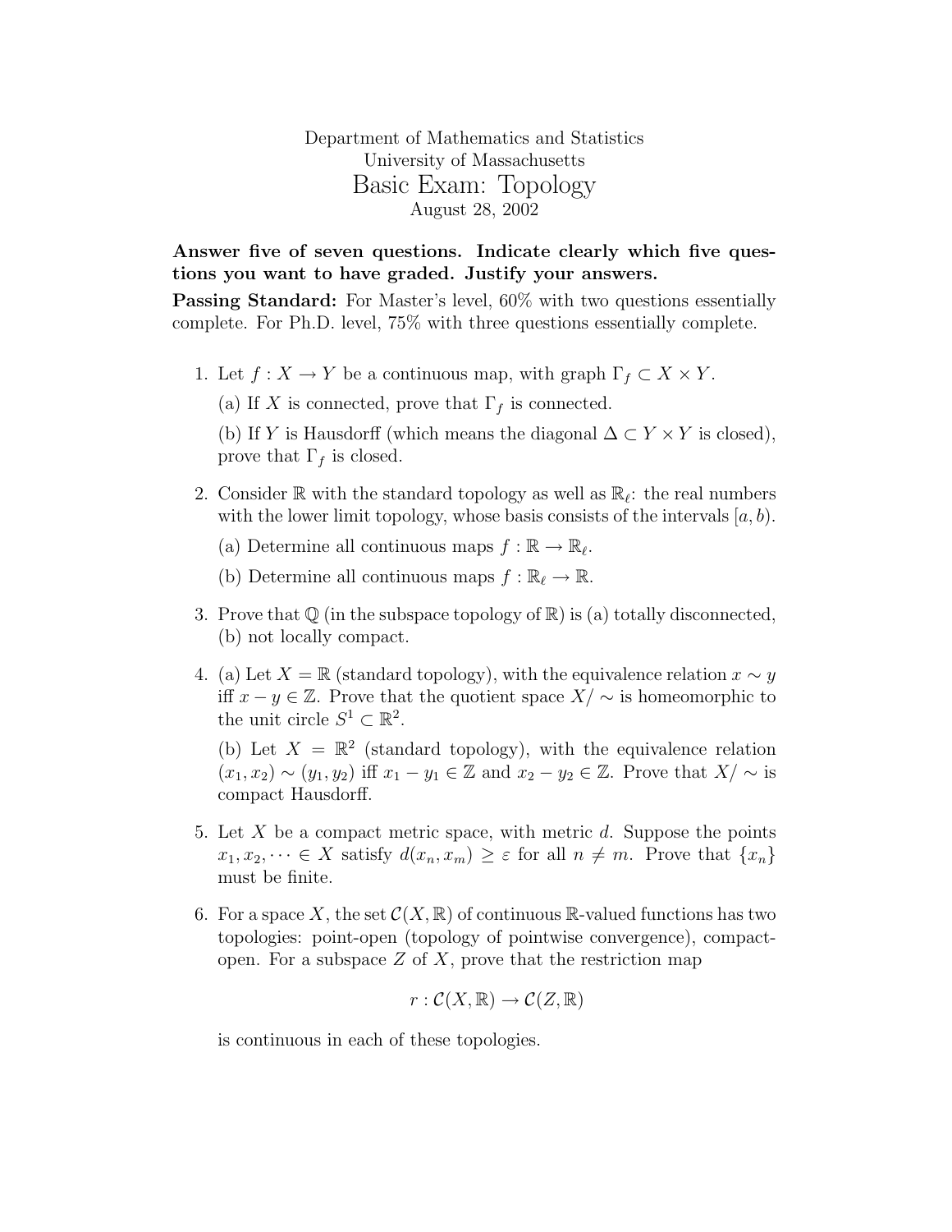Department of Mathematics and Statistics
University of Massachusetts

# Basic Exam: Topology

August 28, 2002

**Answer five of seven questions. Indicate clearly which five questions you want to have graded. Justify your answers.**

**Passing Standard:** For Master's level, 60% with two questions essentially complete. For Ph.D. level, 75% with three questions essentially complete.

1. Let $f : X \to Y$ be a continuous map, with graph $\Gamma_f \subset X \times Y$.

   (a) If $X$ is connected, prove that $\Gamma_f$ is connected.

   (b) If $Y$ is Hausdorff (which means the diagonal $\Delta \subset Y \times Y$ is closed), prove that $\Gamma_f$ is closed.

2. Consider $\mathbb{R}$ with the standard topology as well as $\mathbb{R}_\ell$: the real numbers with the lower limit topology, whose basis consists of the intervals $[a, b)$.

   (a) Determine all continuous maps $f : \mathbb{R} \to \mathbb{R}_\ell$.

   (b) Determine all continuous maps $f : \mathbb{R}_\ell \to \mathbb{R}$.

3. Prove that $\mathbb{Q}$ (in the subspace topology of $\mathbb{R}$) is (a) totally disconnected, (b) not locally compact.

4. (a) Let $X = \mathbb{R}$ (standard topology), with the equivalence relation $x \sim y$ iff $x - y \in \mathbb{Z}$. Prove that the quotient space $X/\sim$ is homeomorphic to the unit circle $S^1 \subset \mathbb{R}^2$.

   (b) Let $X = \mathbb{R}^2$ (standard topology), with the equivalence relation $(x_1, x_2) \sim (y_1, y_2)$ iff $x_1 - y_1 \in \mathbb{Z}$ and $x_2 - y_2 \in \mathbb{Z}$. Prove that $X/\sim$ is compact Hausdorff.

5. Let $X$ be a compact metric space, with metric $d$. Suppose the points $x_1, x_2, \dots \in X$ satisfy $d(x_n, x_m) \geq \varepsilon$ for all $n \neq m$. Prove that $\{x_n\}$ must be finite.

6. For a space $X$, the set $\mathcal{C}(X, \mathbb{R})$ of continuous $\mathbb{R}$-valued functions has two topologies: point-open (topology of pointwise convergence), compact-open. For a subspace $Z$ of $X$, prove that the restriction map

   $$r : \mathcal{C}(X, \mathbb{R}) \to \mathcal{C}(Z, \mathbb{R})$$

   is continuous in each of these topologies.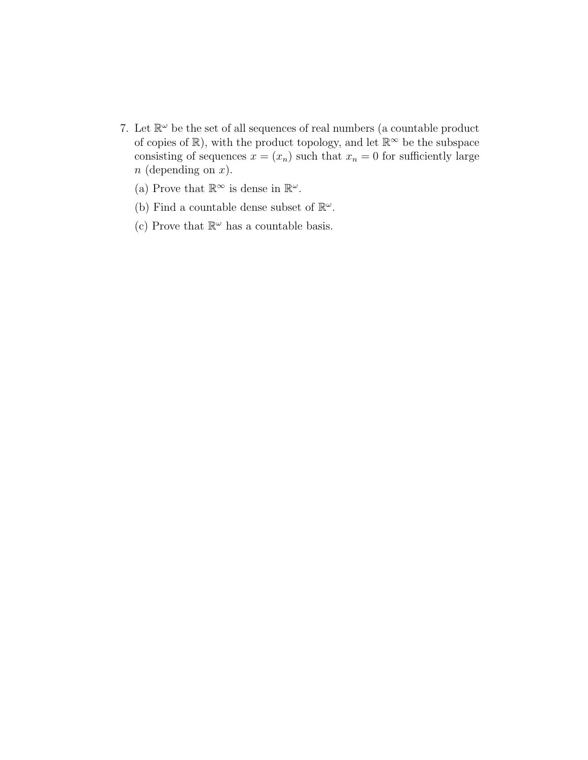7. Let $\mathbb{R}^\omega$ be the set of all sequences of real numbers (a countable product of copies of $\mathbb{R}$), with the product topology, and let $\mathbb{R}^\infty$ be the subspace consisting of sequences $x = (x_n)$ such that $x_n = 0$ for sufficiently large $n$ (depending on $x$).

   (a) Prove that $\mathbb{R}^\infty$ is dense in $\mathbb{R}^\omega$.

   (b) Find a countable dense subset of $\mathbb{R}^\omega$.

   (c) Prove that $\mathbb{R}^\omega$ has a countable basis.